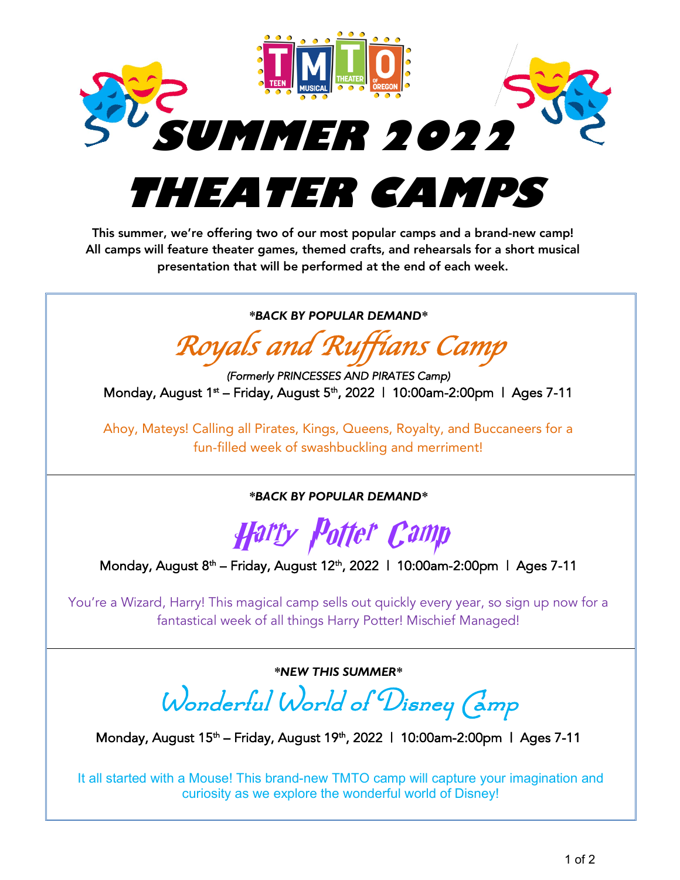TEEN MUSICAL THEATER OF OREGON

# SUMMER 2022 THEATER CAMPS

**This summer, we're offering two of our most popular camps and a brand-new camp! All camps will feature theater games, themed crafts, and rehearsals for a short musical presentation that will be performed at the end of each week.**

***\*BACK BY POPULAR DEMAND\****

## Royals and Ruffians Camp

*(Formerly PRINCESSES AND PIRATES Camp)*

Monday, August 1st – Friday, August 5th, 2022 | 10:00am-2:00pm | Ages 7-11

Ahoy, Mateys! Calling all Pirates, Kings, Queens, Royalty, and Buccaneers for a fun-filled week of swashbuckling and merriment!

***\*BACK BY POPULAR DEMAND\****

## Harry Potter Camp

Monday, August 8th – Friday, August 12th, 2022 | 10:00am-2:00pm | Ages 7-11

You're a Wizard, Harry! This magical camp sells out quickly every year, so sign up now for a fantastical week of all things Harry Potter! Mischief Managed!

***\*NEW THIS SUMMER\****

## Wonderful World of Disney Camp

Monday, August 15th – Friday, August 19th, 2022 | 10:00am-2:00pm | Ages 7-11

It all started with a Mouse! This brand-new TMTO camp will capture your imagination and curiosity as we explore the wonderful world of Disney!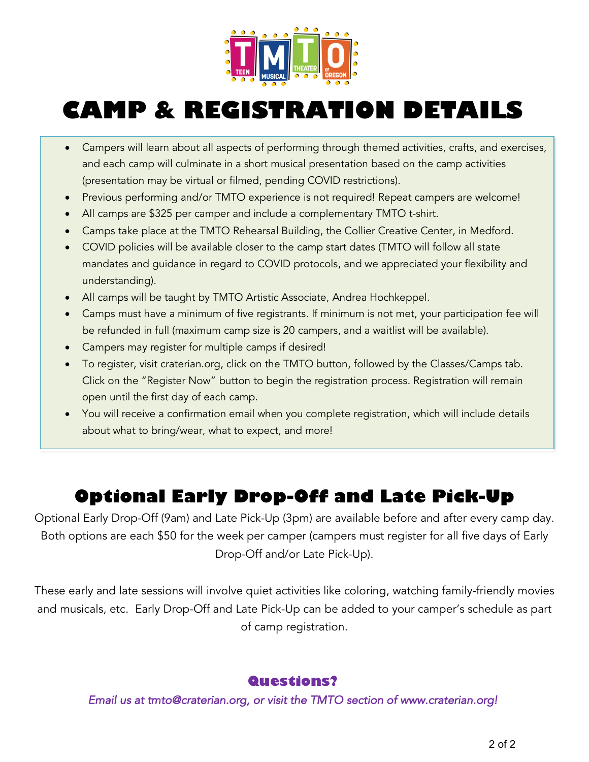# CAMP & REGISTRATION DETAILS

- Campers will learn about all aspects of performing through themed activities, crafts, and exercises, and each camp will culminate in a short musical presentation based on the camp activities (presentation may be virtual or filmed, pending COVID restrictions).
- Previous performing and/or TMTO experience is not required! Repeat campers are welcome!
- All camps are $325 per camper and include a complementary TMTO t-shirt.
- Camps take place at the TMTO Rehearsal Building, the Collier Creative Center, in Medford.
- COVID policies will be available closer to the camp start dates (TMTO will follow all state mandates and guidance in regard to COVID protocols, and we appreciated your flexibility and understanding).
- All camps will be taught by TMTO Artistic Associate, Andrea Hochkeppel.
- Camps must have a minimum of five registrants. If minimum is not met, your participation fee will be refunded in full (maximum camp size is 20 campers, and a waitlist will be available).
- Campers may register for multiple camps if desired!
- To register, visit craterian.org, click on the TMTO button, followed by the Classes/Camps tab. Click on the "Register Now" button to begin the registration process. Registration will remain open until the first day of each camp.
- You will receive a confirmation email when you complete registration, which will include details about what to bring/wear, what to expect, and more!

## Optional Early Drop-Off and Late Pick-Up

Optional Early Drop-Off (9am) and Late Pick-Up (3pm) are available before and after every camp day. Both options are each $50 for the week per camper (campers must register for all five days of Early Drop-Off and/or Late Pick-Up).

These early and late sessions will involve quiet activities like coloring, watching family-friendly movies and musicals, etc. Early Drop-Off and Late Pick-Up can be added to your camper's schedule as part of camp registration.

### Questions?

*Email us at tmto@craterian.org, or visit the TMTO section of www.craterian.org!*